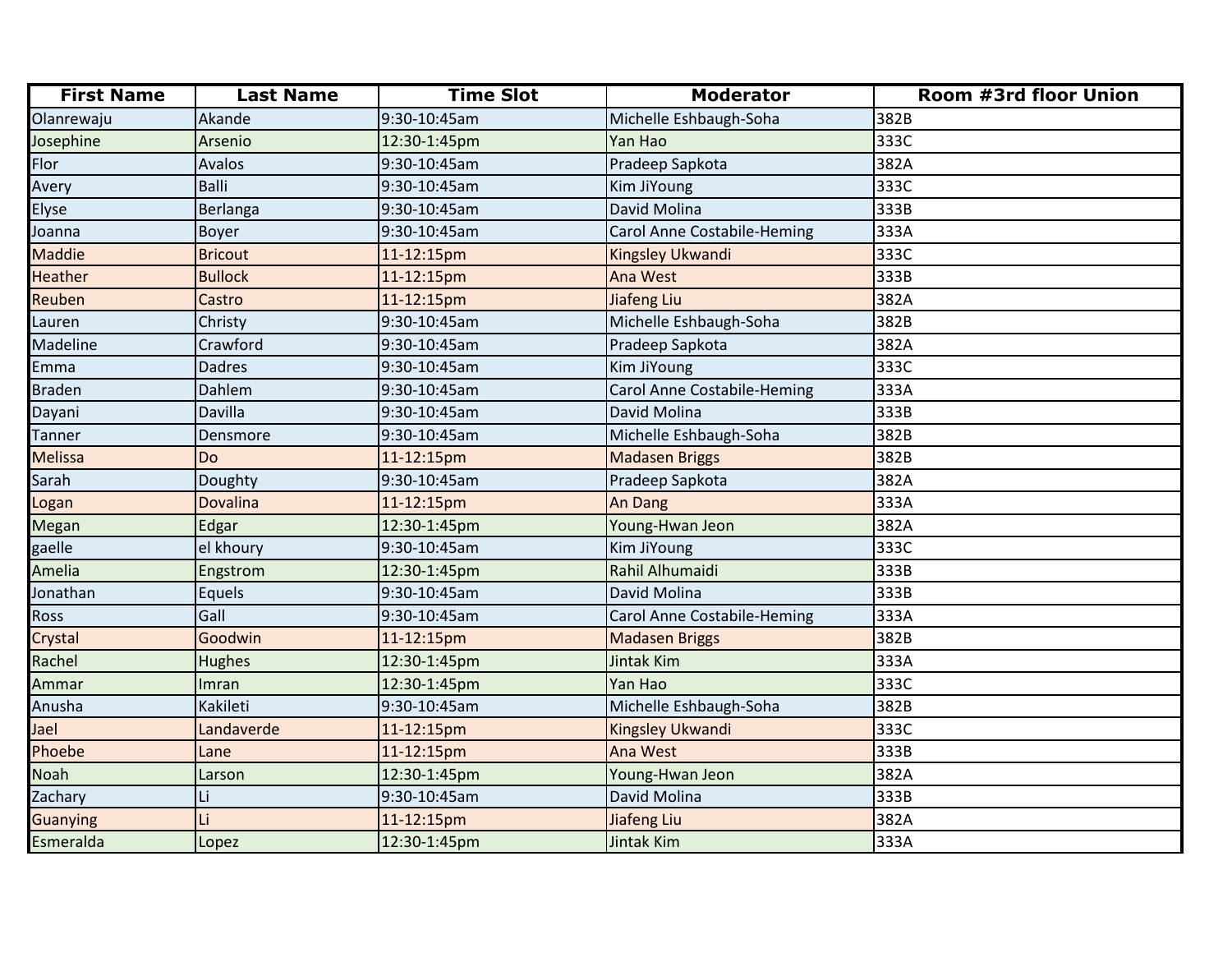| First Name | Last Name | Time Slot | Moderator | Room #3rd floor Union |
|---|---|---|---|---|
| Olanrewaju | Akande | 9:30-10:45am | Michelle Eshbaugh-Soha | 382B |
| Josephine | Arsenio | 12:30-1:45pm | Yan Hao | 333C |
| Flor | Avalos | 9:30-10:45am | Pradeep Sapkota | 382A |
| Avery | Balli | 9:30-10:45am | Kim JiYoung | 333C |
| Elyse | Berlanga | 9:30-10:45am | David Molina | 333B |
| Joanna | Boyer | 9:30-10:45am | Carol Anne Costabile-Heming | 333A |
| Maddie | Bricout | 11-12:15pm | Kingsley Ukwandi | 333C |
| Heather | Bullock | 11-12:15pm | Ana West | 333B |
| Reuben | Castro | 11-12:15pm | Jiafeng Liu | 382A |
| Lauren | Christy | 9:30-10:45am | Michelle Eshbaugh-Soha | 382B |
| Madeline | Crawford | 9:30-10:45am | Pradeep Sapkota | 382A |
| Emma | Dadres | 9:30-10:45am | Kim JiYoung | 333C |
| Braden | Dahlem | 9:30-10:45am | Carol Anne Costabile-Heming | 333A |
| Dayani | Davilla | 9:30-10:45am | David Molina | 333B |
| Tanner | Densmore | 9:30-10:45am | Michelle Eshbaugh-Soha | 382B |
| Melissa | Do | 11-12:15pm | Madasen Briggs | 382B |
| Sarah | Doughty | 9:30-10:45am | Pradeep Sapkota | 382A |
| Logan | Dovalina | 11-12:15pm | An Dang | 333A |
| Megan | Edgar | 12:30-1:45pm | Young-Hwan Jeon | 382A |
| gaelle | el khoury | 9:30-10:45am | Kim JiYoung | 333C |
| Amelia | Engstrom | 12:30-1:45pm | Rahil Alhumaidi | 333B |
| Jonathan | Equels | 9:30-10:45am | David Molina | 333B |
| Ross | Gall | 9:30-10:45am | Carol Anne Costabile-Heming | 333A |
| Crystal | Goodwin | 11-12:15pm | Madasen Briggs | 382B |
| Rachel | Hughes | 12:30-1:45pm | Jintak Kim | 333A |
| Ammar | Imran | 12:30-1:45pm | Yan Hao | 333C |
| Anusha | Kakileti | 9:30-10:45am | Michelle Eshbaugh-Soha | 382B |
| Jael | Landaverde | 11-12:15pm | Kingsley Ukwandi | 333C |
| Phoebe | Lane | 11-12:15pm | Ana West | 333B |
| Noah | Larson | 12:30-1:45pm | Young-Hwan Jeon | 382A |
| Zachary | Li | 9:30-10:45am | David Molina | 333B |
| Guanying | Li | 11-12:15pm | Jiafeng Liu | 382A |
| Esmeralda | Lopez | 12:30-1:45pm | Jintak Kim | 333A |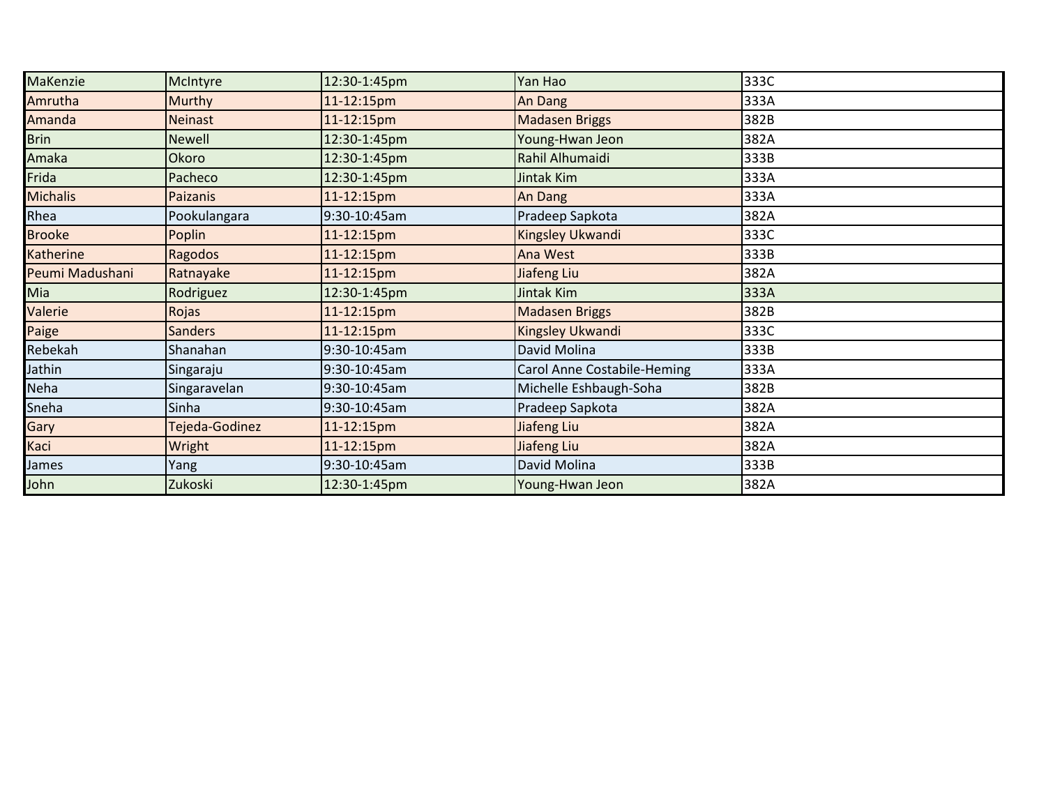| | | | | |
|---|---|---|---|---|
| MaKenzie | McIntyre | 12:30-1:45pm | Yan Hao | 333C |
| Amrutha | Murthy | 11-12:15pm | An Dang | 333A |
| Amanda | Neinast | 11-12:15pm | Madasen Briggs | 382B |
| Brin | Newell | 12:30-1:45pm | Young-Hwan Jeon | 382A |
| Amaka | Okoro | 12:30-1:45pm | Rahil Alhumaidi | 333B |
| Frida | Pacheco | 12:30-1:45pm | Jintak Kim | 333A |
| Michalis | Paizanis | 11-12:15pm | An Dang | 333A |
| Rhea | Pookulangara | 9:30-10:45am | Pradeep Sapkota | 382A |
| Brooke | Poplin | 11-12:15pm | Kingsley Ukwandi | 333C |
| Katherine | Ragodos | 11-12:15pm | Ana West | 333B |
| Peumi Madushani | Ratnayake | 11-12:15pm | Jiafeng Liu | 382A |
| Mia | Rodriguez | 12:30-1:45pm | Jintak Kim | 333A |
| Valerie | Rojas | 11-12:15pm | Madasen Briggs | 382B |
| Paige | Sanders | 11-12:15pm | Kingsley Ukwandi | 333C |
| Rebekah | Shanahan | 9:30-10:45am | David Molina | 333B |
| Jathin | Singaraju | 9:30-10:45am | Carol Anne Costabile-Heming | 333A |
| Neha | Singaravelan | 9:30-10:45am | Michelle Eshbaugh-Soha | 382B |
| Sneha | Sinha | 9:30-10:45am | Pradeep Sapkota | 382A |
| Gary | Tejeda-Godinez | 11-12:15pm | Jiafeng Liu | 382A |
| Kaci | Wright | 11-12:15pm | Jiafeng Liu | 382A |
| James | Yang | 9:30-10:45am | David Molina | 333B |
| John | Zukoski | 12:30-1:45pm | Young-Hwan Jeon | 382A |